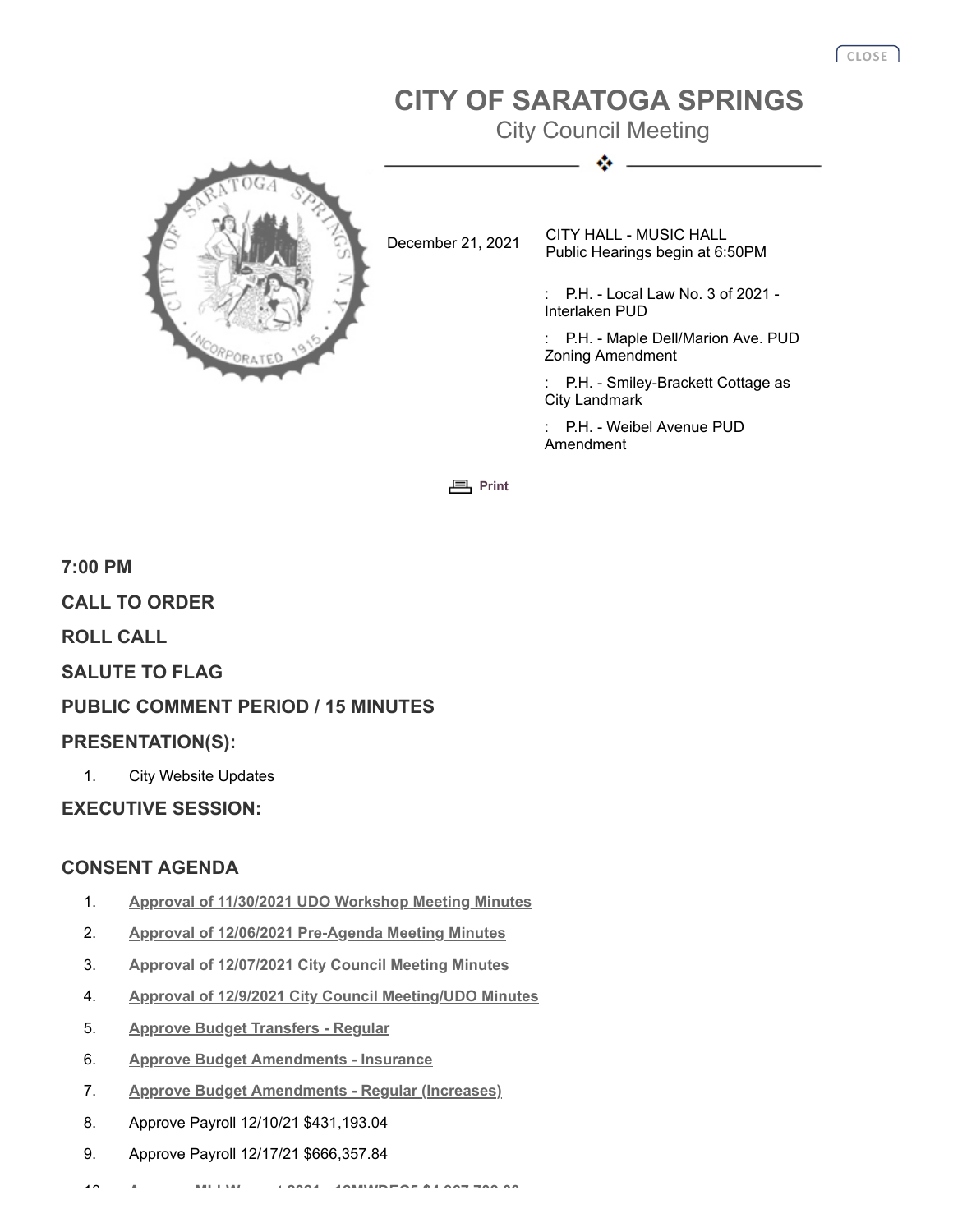# CITY OF SARATOGA SPRINGS

## City Council Meeting

December 21, 2021

CITY HALL - MUSIC HALL
Public Hearings begin at 6:50PM

: P.H. - Local Law No. 3 of 2021 - Interlaken PUD

: P.H. - Maple Dell/Marion Ave. PUD Zoning Amendment

: P.H. - Smiley-Brackett Cottage as City Landmark

: P.H. - Weibel Avenue PUD Amendment

### 7:00 PM

### CALL TO ORDER

### ROLL CALL

### SALUTE TO FLAG

### PUBLIC COMMENT PERIOD / 15 MINUTES

### PRESENTATION(S):

1. City Website Updates

### EXECUTIVE SESSION:

### CONSENT AGENDA

1. Approval of 11/30/2021 UDO Workshop Meeting Minutes
2. Approval of 12/06/2021 Pre-Agenda Meeting Minutes
3. Approval of 12/07/2021 City Council Meeting Minutes
4. Approval of 12/9/2021 City Council Meeting/UDO Minutes
5. Approve Budget Transfers - Regular
6. Approve Budget Amendments - Insurance
7. Approve Budget Amendments - Regular (Increases)
8. Approve Payroll 12/10/21 $431,193.04
9. Approve Payroll 12/17/21 $666,357.84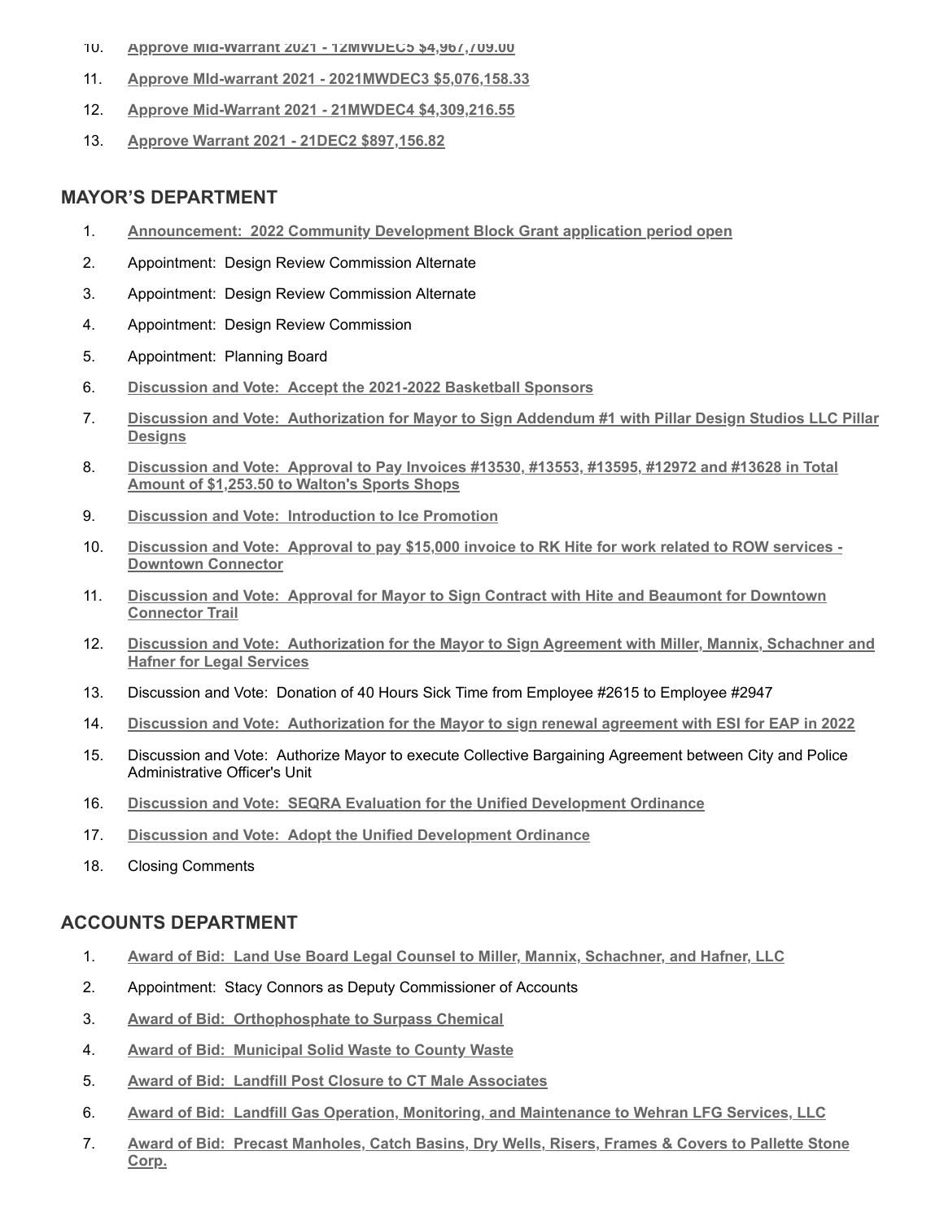10. **Approve Mid-Warrant 2021 - 12MWDEC5 $4,967,709.00**
11. **Approve MId-warrant 2021 - 2021MWDEC3 $5,076,158.33**
12. **Approve Mid-Warrant 2021 - 21MWDEC4 $4,309,216.55**
13. **Approve Warrant 2021 - 21DEC2 $897,156.82**

## MAYOR'S DEPARTMENT

1. **Announcement: 2022 Community Development Block Grant application period open**
2. Appointment: Design Review Commission Alternate
3. Appointment: Design Review Commission Alternate
4. Appointment: Design Review Commission
5. Appointment: Planning Board
6. **Discussion and Vote: Accept the 2021-2022 Basketball Sponsors**
7. **Discussion and Vote: Authorization for Mayor to Sign Addendum #1 with Pillar Design Studios LLC Pillar Designs**
8. **Discussion and Vote: Approval to Pay Invoices #13530, #13553, #13595, #12972 and #13628 in Total Amount of $1,253.50 to Walton's Sports Shops**
9. **Discussion and Vote: Introduction to Ice Promotion**
10. **Discussion and Vote: Approval to pay $15,000 invoice to RK Hite for work related to ROW services - Downtown Connector**
11. **Discussion and Vote: Approval for Mayor to Sign Contract with Hite and Beaumont for Downtown Connector Trail**
12. **Discussion and Vote: Authorization for the Mayor to Sign Agreement with Miller, Mannix, Schachner and Hafner for Legal Services**
13. Discussion and Vote: Donation of 40 Hours Sick Time from Employee #2615 to Employee #2947
14. **Discussion and Vote: Authorization for the Mayor to sign renewal agreement with ESI for EAP in 2022**
15. Discussion and Vote: Authorize Mayor to execute Collective Bargaining Agreement between City and Police Administrative Officer's Unit
16. **Discussion and Vote: SEQRA Evaluation for the Unified Development Ordinance**
17. **Discussion and Vote: Adopt the Unified Development Ordinance**
18. Closing Comments

## ACCOUNTS DEPARTMENT

1. **Award of Bid: Land Use Board Legal Counsel to Miller, Mannix, Schachner, and Hafner, LLC**
2. Appointment: Stacy Connors as Deputy Commissioner of Accounts
3. **Award of Bid: Orthophosphate to Surpass Chemical**
4. **Award of Bid: Municipal Solid Waste to County Waste**
5. **Award of Bid: Landfill Post Closure to CT Male Associates**
6. **Award of Bid: Landfill Gas Operation, Monitoring, and Maintenance to Wehran LFG Services, LLC**
7. **Award of Bid: Precast Manholes, Catch Basins, Dry Wells, Risers, Frames & Covers to Pallette Stone Corp.**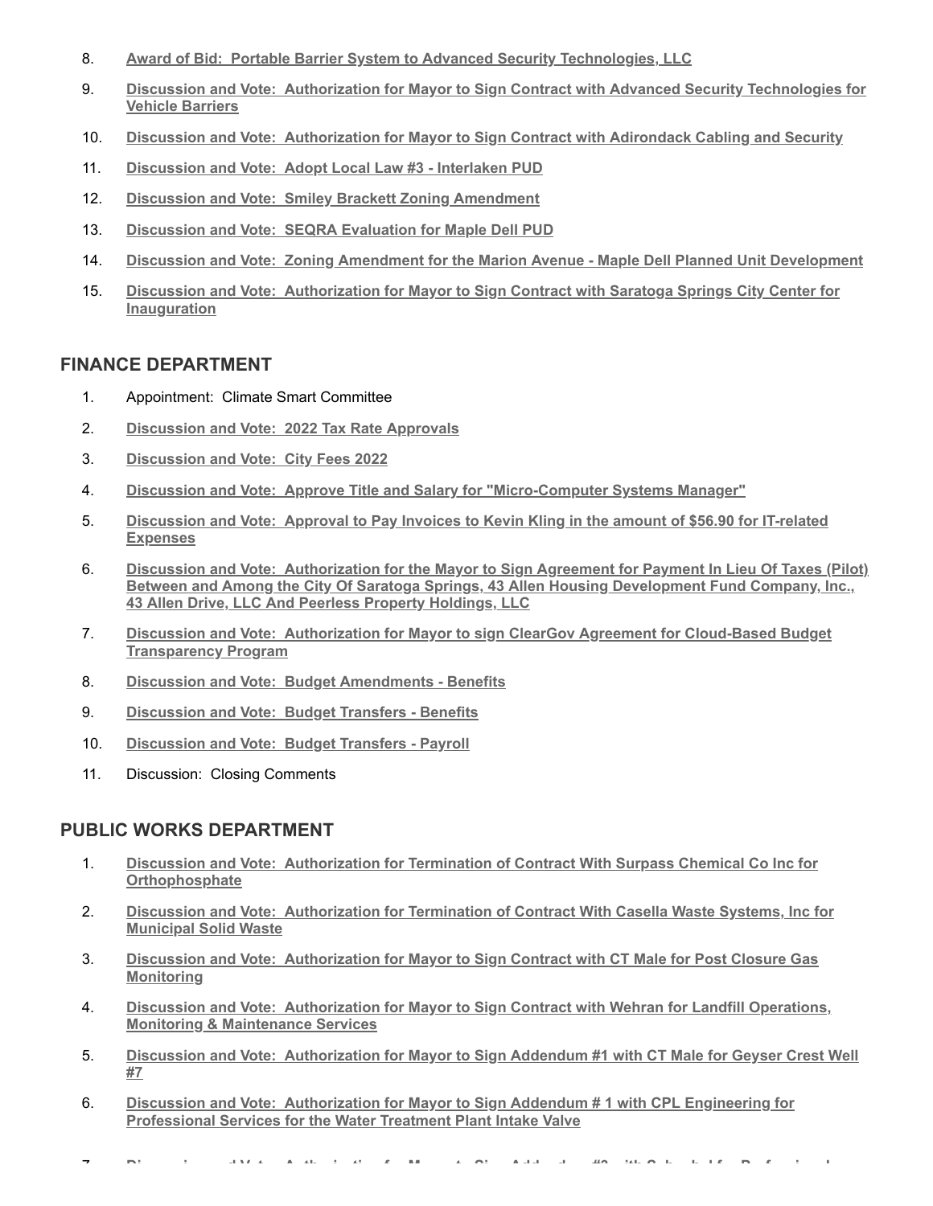8. **Award of Bid: Portable Barrier System to Advanced Security Technologies, LLC**
9. **Discussion and Vote: Authorization for Mayor to Sign Contract with Advanced Security Technologies for Vehicle Barriers**
10. **Discussion and Vote: Authorization for Mayor to Sign Contract with Adirondack Cabling and Security**
11. **Discussion and Vote: Adopt Local Law #3 - Interlaken PUD**
12. **Discussion and Vote: Smiley Brackett Zoning Amendment**
13. **Discussion and Vote: SEQRA Evaluation for Maple Dell PUD**
14. **Discussion and Vote: Zoning Amendment for the Marion Avenue - Maple Dell Planned Unit Development**
15. **Discussion and Vote: Authorization for Mayor to Sign Contract with Saratoga Springs City Center for Inauguration**

## FINANCE DEPARTMENT

1. Appointment: Climate Smart Committee
2. **Discussion and Vote: 2022 Tax Rate Approvals**
3. **Discussion and Vote: City Fees 2022**
4. **Discussion and Vote: Approve Title and Salary for "Micro-Computer Systems Manager"**
5. **Discussion and Vote: Approval to Pay Invoices to Kevin Kling in the amount of $56.90 for IT-related Expenses**
6. **Discussion and Vote: Authorization for the Mayor to Sign Agreement for Payment In Lieu Of Taxes (Pilot) Between and Among the City Of Saratoga Springs, 43 Allen Housing Development Fund Company, Inc., 43 Allen Drive, LLC And Peerless Property Holdings, LLC**
7. **Discussion and Vote: Authorization for Mayor to sign ClearGov Agreement for Cloud-Based Budget Transparency Program**
8. **Discussion and Vote: Budget Amendments - Benefits**
9. **Discussion and Vote: Budget Transfers - Benefits**
10. **Discussion and Vote: Budget Transfers - Payroll**
11. Discussion: Closing Comments

## PUBLIC WORKS DEPARTMENT

1. **Discussion and Vote: Authorization for Termination of Contract With Surpass Chemical Co Inc for Orthophosphate**
2. **Discussion and Vote: Authorization for Termination of Contract With Casella Waste Systems, Inc for Municipal Solid Waste**
3. **Discussion and Vote: Authorization for Mayor to Sign Contract with CT Male for Post Closure Gas Monitoring**
4. **Discussion and Vote: Authorization for Mayor to Sign Contract with Wehran for Landfill Operations, Monitoring & Maintenance Services**
5. **Discussion and Vote: Authorization for Mayor to Sign Addendum #1 with CT Male for Geyser Crest Well #7**
6. **Discussion and Vote: Authorization for Mayor to Sign Addendum # 1 with CPL Engineering for Professional Services for the Water Treatment Plant Intake Valve**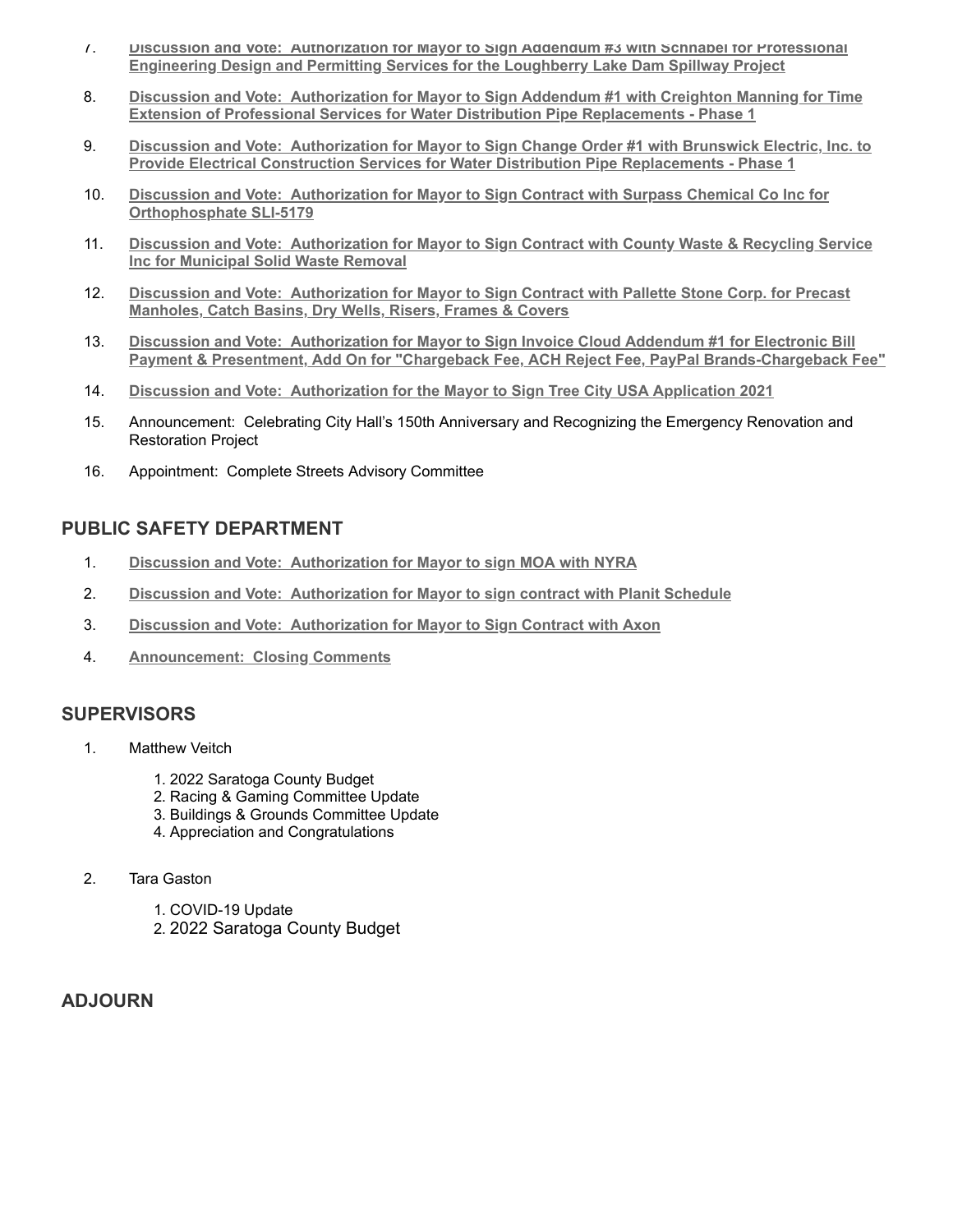7. **Discussion and Vote: Authorization for Mayor to Sign Addendum #3 with Schnabel for Professional Engineering Design and Permitting Services for the Loughberry Lake Dam Spillway Project**

8. **Discussion and Vote: Authorization for Mayor to Sign Addendum #1 with Creighton Manning for Time Extension of Professional Services for Water Distribution Pipe Replacements - Phase 1**

9. **Discussion and Vote: Authorization for Mayor to Sign Change Order #1 with Brunswick Electric, Inc. to Provide Electrical Construction Services for Water Distribution Pipe Replacements - Phase 1**

10. **Discussion and Vote: Authorization for Mayor to Sign Contract with Surpass Chemical Co Inc for Orthophosphate SLI-5179**

11. **Discussion and Vote: Authorization for Mayor to Sign Contract with County Waste & Recycling Service Inc for Municipal Solid Waste Removal**

12. **Discussion and Vote: Authorization for Mayor to Sign Contract with Pallette Stone Corp. for Precast Manholes, Catch Basins, Dry Wells, Risers, Frames & Covers**

13. **Discussion and Vote: Authorization for Mayor to Sign Invoice Cloud Addendum #1 for Electronic Bill Payment & Presentment, Add On for "Chargeback Fee, ACH Reject Fee, PayPal Brands-Chargeback Fee"**

14. **Discussion and Vote: Authorization for the Mayor to Sign Tree City USA Application 2021**

15. Announcement: Celebrating City Hall's 150th Anniversary and Recognizing the Emergency Renovation and Restoration Project

16. Appointment: Complete Streets Advisory Committee

## PUBLIC SAFETY DEPARTMENT

1. **Discussion and Vote: Authorization for Mayor to sign MOA with NYRA**

2. **Discussion and Vote: Authorization for Mayor to sign contract with Planit Schedule**

3. **Discussion and Vote: Authorization for Mayor to Sign Contract with Axon**

4. **Announcement: Closing Comments**

## SUPERVISORS

1. Matthew Veitch
   1. 2022 Saratoga County Budget
   2. Racing & Gaming Committee Update
   3. Buildings & Grounds Committee Update
   4. Appreciation and Congratulations

2. Tara Gaston
   1. COVID-19 Update
   2. 2022 Saratoga County Budget

## ADJOURN